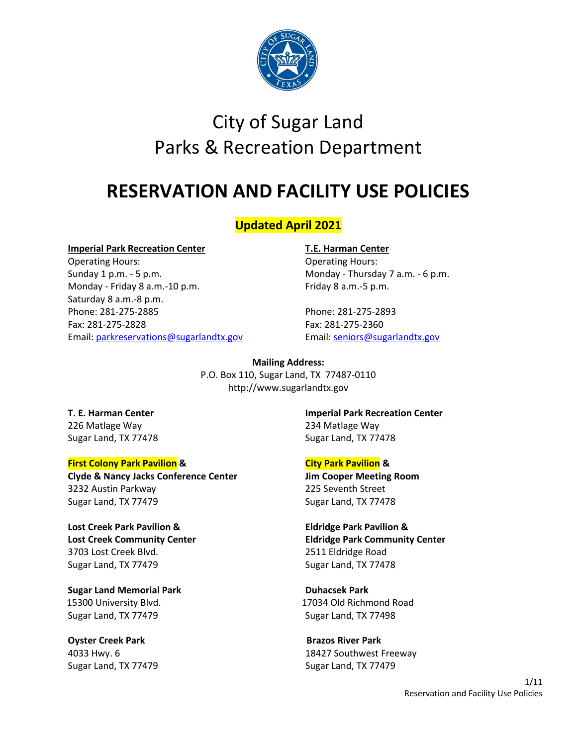# City of Sugar Land
# Parks & Recreation Department

# RESERVATION AND FACILITY USE POLICIES

**Updated April 2021**

**Imperial Park Recreation Center**
Operating Hours:
Sunday 1 p.m. - 5 p.m.
Monday - Friday 8 a.m.-10 p.m.
Saturday 8 a.m.-8 p.m.
Phone: 281-275-2885
Fax: 281-275-2828
Email: parkreservations@sugarlandtx.gov

**T.E. Harman Center**
Operating Hours:
Monday - Thursday 7 a.m. - 6 p.m.
Friday 8 a.m.-5 p.m.

Phone: 281-275-2893
Fax: 281-275-2360
Email: seniors@sugarlandtx.gov

**Mailing Address:**
P.O. Box 110, Sugar Land, TX 77487-0110
http://www.sugarlandtx.gov

**T. E. Harman Center**
226 Matlage Way
Sugar Land, TX 77478

**Imperial Park Recreation Center**
234 Matlage Way
Sugar Land, TX 77478

**First Colony Park Pavilion &**
**Clyde & Nancy Jacks Conference Center**
3232 Austin Parkway
Sugar Land, TX 77479

**City Park Pavilion &**
**Jim Cooper Meeting Room**
225 Seventh Street
Sugar Land, TX 77478

**Lost Creek Park Pavilion &**
**Lost Creek Community Center**
3703 Lost Creek Blvd.
Sugar Land, TX 77479

**Eldridge Park Pavilion &**
**Eldridge Park Community Center**
2511 Eldridge Road
Sugar Land, TX 77478

**Sugar Land Memorial Park**
15300 University Blvd.
Sugar Land, TX 77479

**Duhacsek Park**
17034 Old Richmond Road
Sugar Land, TX 77498

**Oyster Creek Park**
4033 Hwy. 6
Sugar Land, TX 77479

**Brazos River Park**
18427 Southwest Freeway
Sugar Land, TX 77479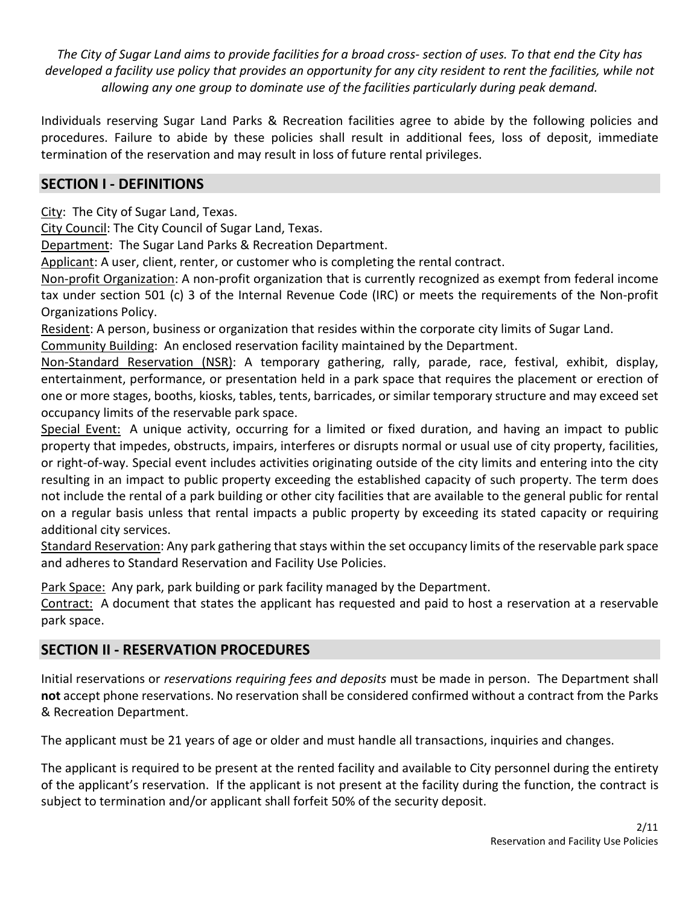*The City of Sugar Land aims to provide facilities for a broad cross- section of uses. To that end the City has developed a facility use policy that provides an opportunity for any city resident to rent the facilities, while not allowing any one group to dominate use of the facilities particularly during peak demand.*

Individuals reserving Sugar Land Parks & Recreation facilities agree to abide by the following policies and procedures. Failure to abide by these policies shall result in additional fees, loss of deposit, immediate termination of the reservation and may result in loss of future rental privileges.

## SECTION I - DEFINITIONS

City: The City of Sugar Land, Texas.

City Council: The City Council of Sugar Land, Texas.

Department: The Sugar Land Parks & Recreation Department.

Applicant: A user, client, renter, or customer who is completing the rental contract.

Non-profit Organization: A non-profit organization that is currently recognized as exempt from federal income tax under section 501 (c) 3 of the Internal Revenue Code (IRC) or meets the requirements of the Non-profit Organizations Policy.

Resident: A person, business or organization that resides within the corporate city limits of Sugar Land.

Community Building: An enclosed reservation facility maintained by the Department.

Non-Standard Reservation (NSR): A temporary gathering, rally, parade, race, festival, exhibit, display, entertainment, performance, or presentation held in a park space that requires the placement or erection of one or more stages, booths, kiosks, tables, tents, barricades, or similar temporary structure and may exceed set occupancy limits of the reservable park space.

Special Event: A unique activity, occurring for a limited or fixed duration, and having an impact to public property that impedes, obstructs, impairs, interferes or disrupts normal or usual use of city property, facilities, or right-of-way. Special event includes activities originating outside of the city limits and entering into the city resulting in an impact to public property exceeding the established capacity of such property. The term does not include the rental of a park building or other city facilities that are available to the general public for rental on a regular basis unless that rental impacts a public property by exceeding its stated capacity or requiring additional city services.

Standard Reservation: Any park gathering that stays within the set occupancy limits of the reservable park space and adheres to Standard Reservation and Facility Use Policies.

Park Space: Any park, park building or park facility managed by the Department.

Contract: A document that states the applicant has requested and paid to host a reservation at a reservable park space.

## SECTION II - RESERVATION PROCEDURES

Initial reservations or *reservations requiring fees and deposits* must be made in person. The Department shall **not** accept phone reservations. No reservation shall be considered confirmed without a contract from the Parks & Recreation Department.

The applicant must be 21 years of age or older and must handle all transactions, inquiries and changes.

The applicant is required to be present at the rented facility and available to City personnel during the entirety of the applicant's reservation. If the applicant is not present at the facility during the function, the contract is subject to termination and/or applicant shall forfeit 50% of the security deposit.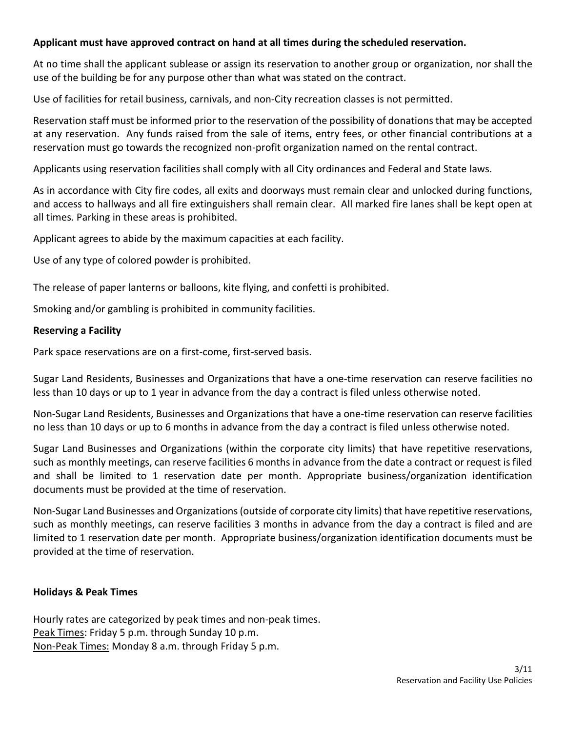**Applicant must have approved contract on hand at all times during the scheduled reservation.**

At no time shall the applicant sublease or assign its reservation to another group or organization, nor shall the use of the building be for any purpose other than what was stated on the contract.

Use of facilities for retail business, carnivals, and non-City recreation classes is not permitted.

Reservation staff must be informed prior to the reservation of the possibility of donations that may be accepted at any reservation. Any funds raised from the sale of items, entry fees, or other financial contributions at a reservation must go towards the recognized non-profit organization named on the rental contract.

Applicants using reservation facilities shall comply with all City ordinances and Federal and State laws.

As in accordance with City fire codes, all exits and doorways must remain clear and unlocked during functions, and access to hallways and all fire extinguishers shall remain clear. All marked fire lanes shall be kept open at all times. Parking in these areas is prohibited.

Applicant agrees to abide by the maximum capacities at each facility.

Use of any type of colored powder is prohibited.

The release of paper lanterns or balloons, kite flying, and confetti is prohibited.

Smoking and/or gambling is prohibited in community facilities.

**Reserving a Facility**

Park space reservations are on a first-come, first-served basis.

Sugar Land Residents, Businesses and Organizations that have a one-time reservation can reserve facilities no less than 10 days or up to 1 year in advance from the day a contract is filed unless otherwise noted.

Non-Sugar Land Residents, Businesses and Organizations that have a one-time reservation can reserve facilities no less than 10 days or up to 6 months in advance from the day a contract is filed unless otherwise noted.

Sugar Land Businesses and Organizations (within the corporate city limits) that have repetitive reservations, such as monthly meetings, can reserve facilities 6 months in advance from the date a contract or request is filed and shall be limited to 1 reservation date per month. Appropriate business/organization identification documents must be provided at the time of reservation.

Non-Sugar Land Businesses and Organizations (outside of corporate city limits) that have repetitive reservations, such as monthly meetings, can reserve facilities 3 months in advance from the day a contract is filed and are limited to 1 reservation date per month. Appropriate business/organization identification documents must be provided at the time of reservation.

**Holidays & Peak Times**

Hourly rates are categorized by peak times and non-peak times.
Peak Times: Friday 5 p.m. through Sunday 10 p.m.
Non-Peak Times: Monday 8 a.m. through Friday 5 p.m.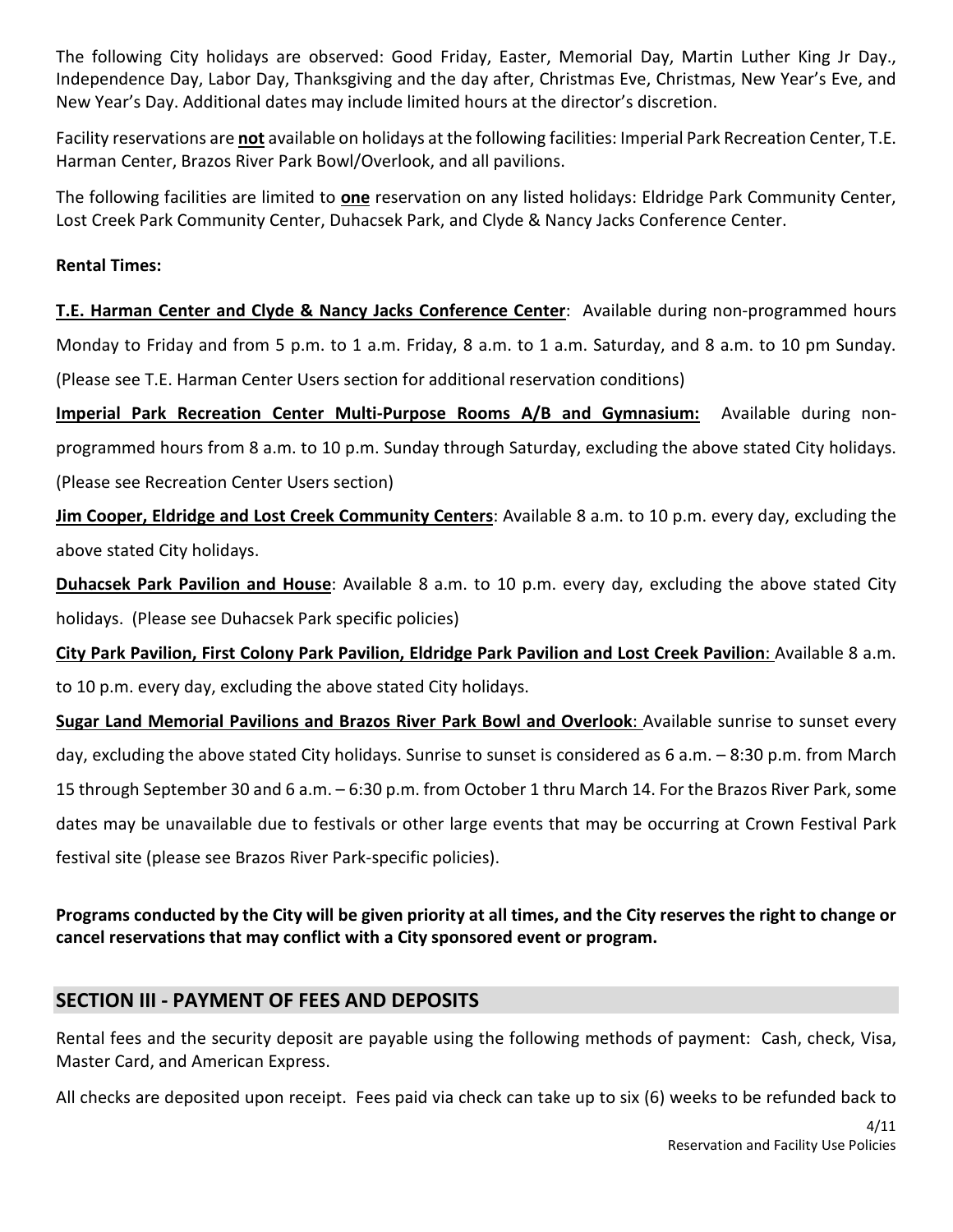The following City holidays are observed: Good Friday, Easter, Memorial Day, Martin Luther King Jr Day., Independence Day, Labor Day, Thanksgiving and the day after, Christmas Eve, Christmas, New Year's Eve, and New Year's Day. Additional dates may include limited hours at the director's discretion.

Facility reservations are **not** available on holidays at the following facilities: Imperial Park Recreation Center, T.E. Harman Center, Brazos River Park Bowl/Overlook, and all pavilions.

The following facilities are limited to **one** reservation on any listed holidays: Eldridge Park Community Center, Lost Creek Park Community Center, Duhacsek Park, and Clyde & Nancy Jacks Conference Center.

**Rental Times:**

**T.E. Harman Center and Clyde & Nancy Jacks Conference Center**: Available during non-programmed hours Monday to Friday and from 5 p.m. to 1 a.m. Friday, 8 a.m. to 1 a.m. Saturday, and 8 a.m. to 10 pm Sunday. (Please see T.E. Harman Center Users section for additional reservation conditions)

**Imperial Park Recreation Center Multi-Purpose Rooms A/B and Gymnasium:** Available during non-programmed hours from 8 a.m. to 10 p.m. Sunday through Saturday, excluding the above stated City holidays. (Please see Recreation Center Users section)

**Jim Cooper, Eldridge and Lost Creek Community Centers**: Available 8 a.m. to 10 p.m. every day, excluding the above stated City holidays.

**Duhacsek Park Pavilion and House**: Available 8 a.m. to 10 p.m. every day, excluding the above stated City holidays. (Please see Duhacsek Park specific policies)

**City Park Pavilion, First Colony Park Pavilion, Eldridge Park Pavilion and Lost Creek Pavilion**: Available 8 a.m. to 10 p.m. every day, excluding the above stated City holidays.

**Sugar Land Memorial Pavilions and Brazos River Park Bowl and Overlook**: Available sunrise to sunset every day, excluding the above stated City holidays. Sunrise to sunset is considered as 6 a.m. – 8:30 p.m. from March 15 through September 30 and 6 a.m. – 6:30 p.m. from October 1 thru March 14. For the Brazos River Park, some dates may be unavailable due to festivals or other large events that may be occurring at Crown Festival Park festival site (please see Brazos River Park-specific policies).

**Programs conducted by the City will be given priority at all times, and the City reserves the right to change or cancel reservations that may conflict with a City sponsored event or program.**

## SECTION III - PAYMENT OF FEES AND DEPOSITS

Rental fees and the security deposit are payable using the following methods of payment: Cash, check, Visa, Master Card, and American Express.

All checks are deposited upon receipt. Fees paid via check can take up to six (6) weeks to be refunded back to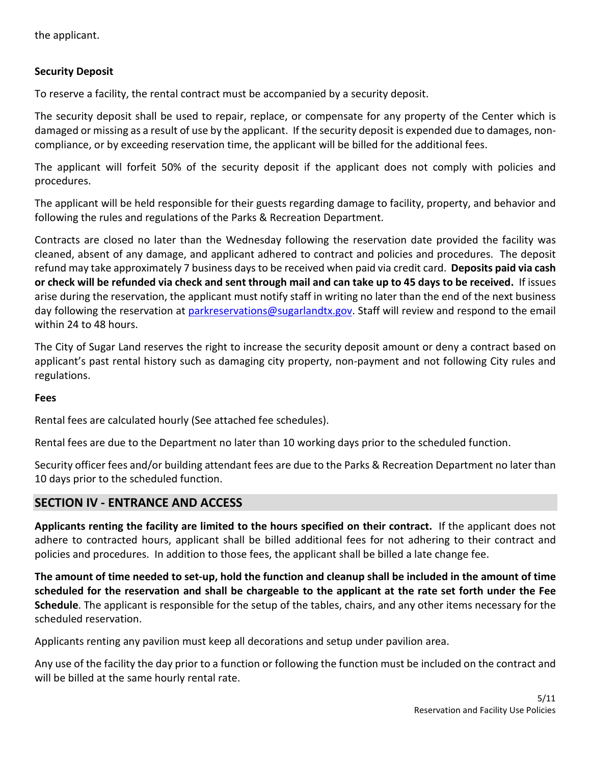the applicant.

**Security Deposit**

To reserve a facility, the rental contract must be accompanied by a security deposit.

The security deposit shall be used to repair, replace, or compensate for any property of the Center which is damaged or missing as a result of use by the applicant. If the security deposit is expended due to damages, non-compliance, or by exceeding reservation time, the applicant will be billed for the additional fees.

The applicant will forfeit 50% of the security deposit if the applicant does not comply with policies and procedures.

The applicant will be held responsible for their guests regarding damage to facility, property, and behavior and following the rules and regulations of the Parks & Recreation Department.

Contracts are closed no later than the Wednesday following the reservation date provided the facility was cleaned, absent of any damage, and applicant adhered to contract and policies and procedures. The deposit refund may take approximately 7 business days to be received when paid via credit card. **Deposits paid via cash or check will be refunded via check and sent through mail and can take up to 45 days to be received.** If issues arise during the reservation, the applicant must notify staff in writing no later than the end of the next business day following the reservation at [parkreservations@sugarlandtx.gov](mailto:parkreservations@sugarlandtx.gov). Staff will review and respond to the email within 24 to 48 hours.

The City of Sugar Land reserves the right to increase the security deposit amount or deny a contract based on applicant's past rental history such as damaging city property, non-payment and not following City rules and regulations.

**Fees**

Rental fees are calculated hourly (See attached fee schedules).

Rental fees are due to the Department no later than 10 working days prior to the scheduled function.

Security officer fees and/or building attendant fees are due to the Parks & Recreation Department no later than 10 days prior to the scheduled function.

## SECTION IV - ENTRANCE AND ACCESS

**Applicants renting the facility are limited to the hours specified on their contract.** If the applicant does not adhere to contracted hours, applicant shall be billed additional fees for not adhering to their contract and policies and procedures. In addition to those fees, the applicant shall be billed a late change fee.

**The amount of time needed to set-up, hold the function and cleanup shall be included in the amount of time scheduled for the reservation and shall be chargeable to the applicant at the rate set forth under the Fee Schedule**. The applicant is responsible for the setup of the tables, chairs, and any other items necessary for the scheduled reservation.

Applicants renting any pavilion must keep all decorations and setup under pavilion area.

Any use of the facility the day prior to a function or following the function must be included on the contract and will be billed at the same hourly rental rate.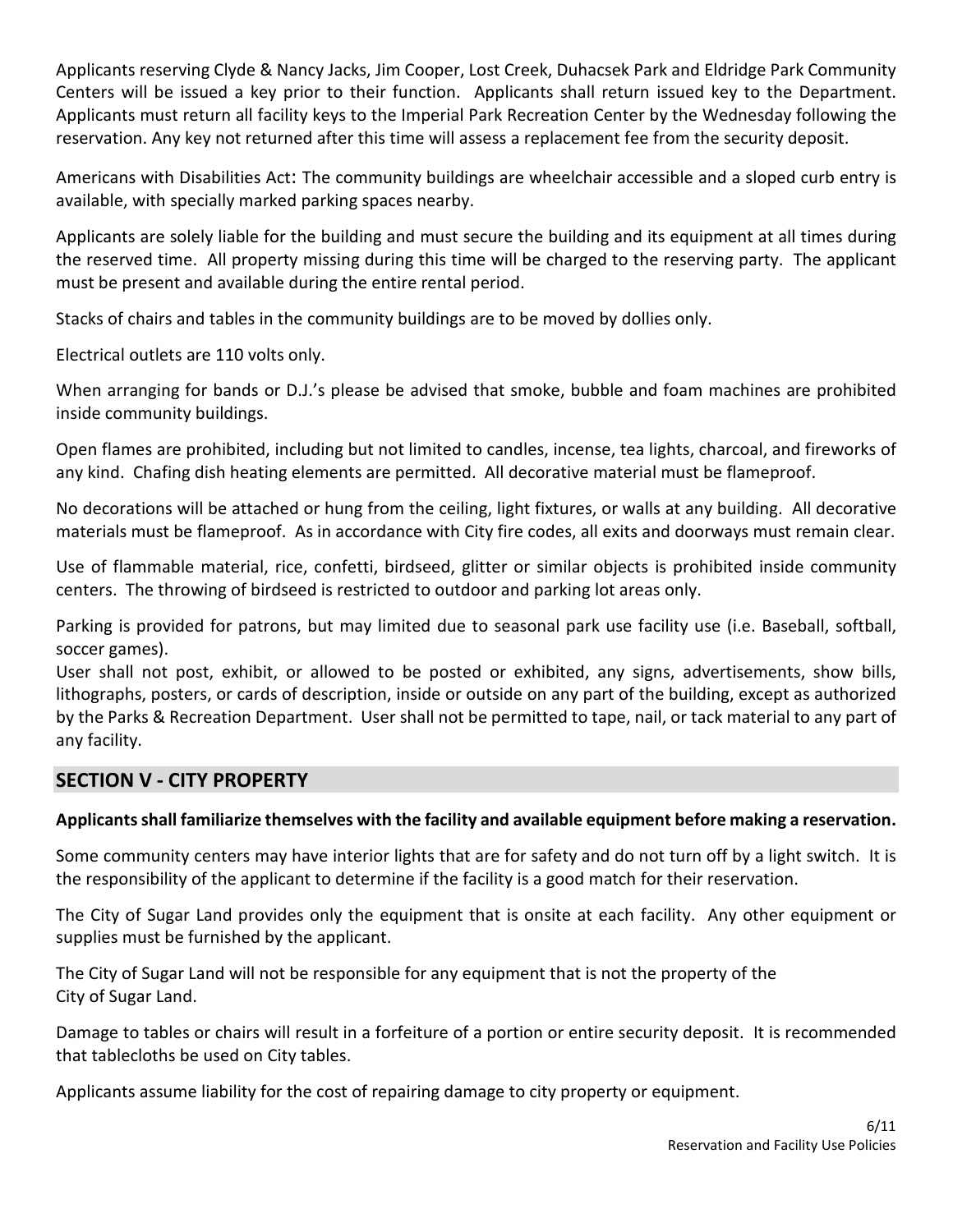Applicants reserving Clyde & Nancy Jacks, Jim Cooper, Lost Creek, Duhacsek Park and Eldridge Park Community Centers will be issued a key prior to their function. Applicants shall return issued key to the Department. Applicants must return all facility keys to the Imperial Park Recreation Center by the Wednesday following the reservation. Any key not returned after this time will assess a replacement fee from the security deposit.

Americans with Disabilities Act: The community buildings are wheelchair accessible and a sloped curb entry is available, with specially marked parking spaces nearby.

Applicants are solely liable for the building and must secure the building and its equipment at all times during the reserved time. All property missing during this time will be charged to the reserving party. The applicant must be present and available during the entire rental period.

Stacks of chairs and tables in the community buildings are to be moved by dollies only.

Electrical outlets are 110 volts only.

When arranging for bands or D.J.'s please be advised that smoke, bubble and foam machines are prohibited inside community buildings.

Open flames are prohibited, including but not limited to candles, incense, tea lights, charcoal, and fireworks of any kind. Chafing dish heating elements are permitted. All decorative material must be flameproof.

No decorations will be attached or hung from the ceiling, light fixtures, or walls at any building. All decorative materials must be flameproof. As in accordance with City fire codes, all exits and doorways must remain clear.

Use of flammable material, rice, confetti, birdseed, glitter or similar objects is prohibited inside community centers. The throwing of birdseed is restricted to outdoor and parking lot areas only.

Parking is provided for patrons, but may limited due to seasonal park use facility use (i.e. Baseball, softball, soccer games).

User shall not post, exhibit, or allowed to be posted or exhibited, any signs, advertisements, show bills, lithographs, posters, or cards of description, inside or outside on any part of the building, except as authorized by the Parks & Recreation Department. User shall not be permitted to tape, nail, or tack material to any part of any facility.

## SECTION V - CITY PROPERTY

**Applicants shall familiarize themselves with the facility and available equipment before making a reservation.**

Some community centers may have interior lights that are for safety and do not turn off by a light switch. It is the responsibility of the applicant to determine if the facility is a good match for their reservation.

The City of Sugar Land provides only the equipment that is onsite at each facility. Any other equipment or supplies must be furnished by the applicant.

The City of Sugar Land will not be responsible for any equipment that is not the property of the City of Sugar Land.

Damage to tables or chairs will result in a forfeiture of a portion or entire security deposit. It is recommended that tablecloths be used on City tables.

Applicants assume liability for the cost of repairing damage to city property or equipment.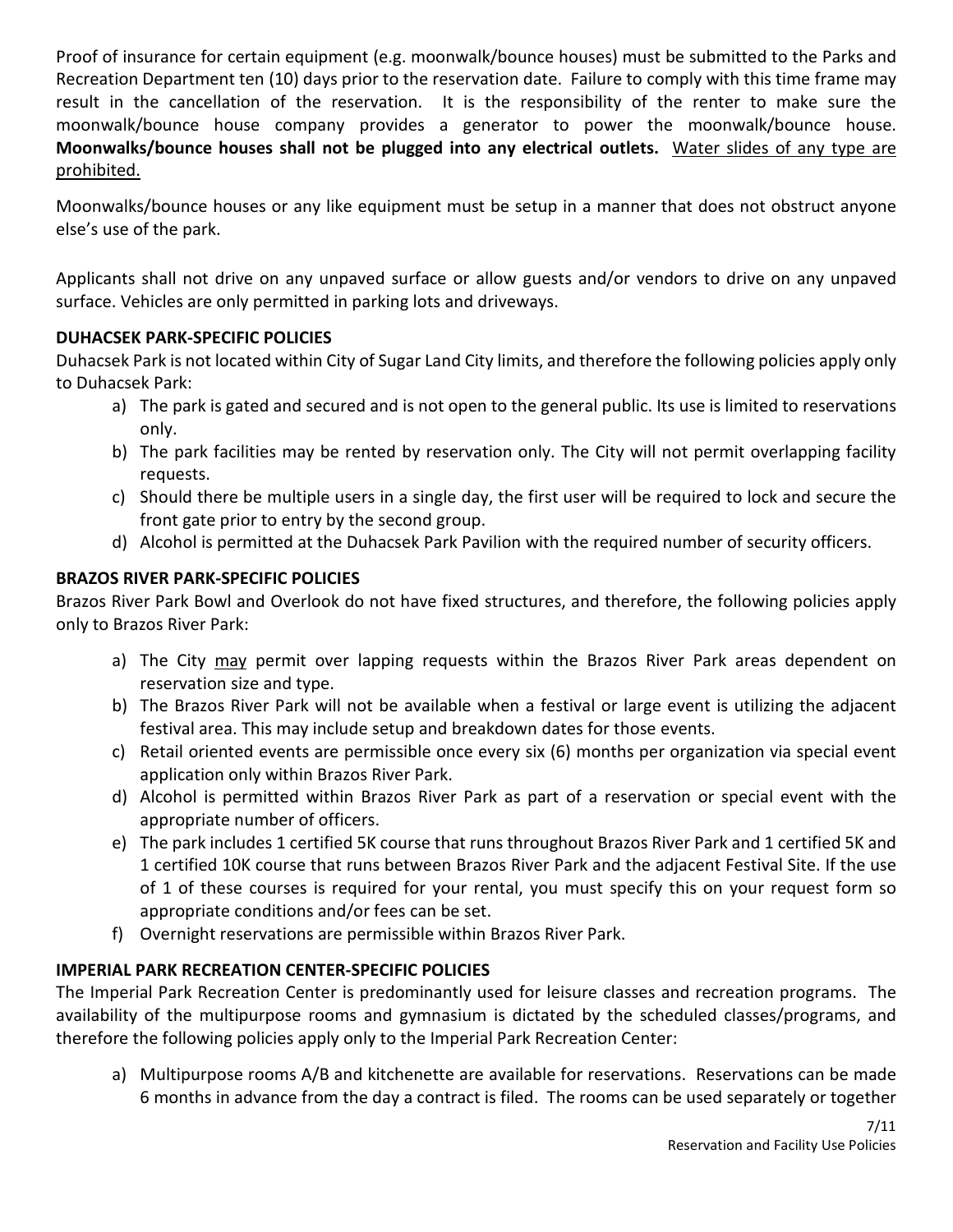Proof of insurance for certain equipment (e.g. moonwalk/bounce houses) must be submitted to the Parks and Recreation Department ten (10) days prior to the reservation date. Failure to comply with this time frame may result in the cancellation of the reservation. It is the responsibility of the renter to make sure the moonwalk/bounce house company provides a generator to power the moonwalk/bounce house. **Moonwalks/bounce houses shall not be plugged into any electrical outlets.** <u>Water slides of any type are prohibited.</u>

Moonwalks/bounce houses or any like equipment must be setup in a manner that does not obstruct anyone else's use of the park.

Applicants shall not drive on any unpaved surface or allow guests and/or vendors to drive on any unpaved surface. Vehicles are only permitted in parking lots and driveways.

**DUHACSEK PARK-SPECIFIC POLICIES**

Duhacsek Park is not located within City of Sugar Land City limits, and therefore the following policies apply only to Duhacsek Park:

a) The park is gated and secured and is not open to the general public. Its use is limited to reservations only.
b) The park facilities may be rented by reservation only. The City will not permit overlapping facility requests.
c) Should there be multiple users in a single day, the first user will be required to lock and secure the front gate prior to entry by the second group.
d) Alcohol is permitted at the Duhacsek Park Pavilion with the required number of security officers.

**BRAZOS RIVER PARK-SPECIFIC POLICIES**

Brazos River Park Bowl and Overlook do not have fixed structures, and therefore, the following policies apply only to Brazos River Park:

a) The City <u>may</u> permit over lapping requests within the Brazos River Park areas dependent on reservation size and type.
b) The Brazos River Park will not be available when a festival or large event is utilizing the adjacent festival area. This may include setup and breakdown dates for those events.
c) Retail oriented events are permissible once every six (6) months per organization via special event application only within Brazos River Park.
d) Alcohol is permitted within Brazos River Park as part of a reservation or special event with the appropriate number of officers.
e) The park includes 1 certified 5K course that runs throughout Brazos River Park and 1 certified 5K and 1 certified 10K course that runs between Brazos River Park and the adjacent Festival Site. If the use of 1 of these courses is required for your rental, you must specify this on your request form so appropriate conditions and/or fees can be set.
f) Overnight reservations are permissible within Brazos River Park.

**IMPERIAL PARK RECREATION CENTER-SPECIFIC POLICIES**

The Imperial Park Recreation Center is predominantly used for leisure classes and recreation programs. The availability of the multipurpose rooms and gymnasium is dictated by the scheduled classes/programs, and therefore the following policies apply only to the Imperial Park Recreation Center:

a) Multipurpose rooms A/B and kitchenette are available for reservations. Reservations can be made 6 months in advance from the day a contract is filed. The rooms can be used separately or together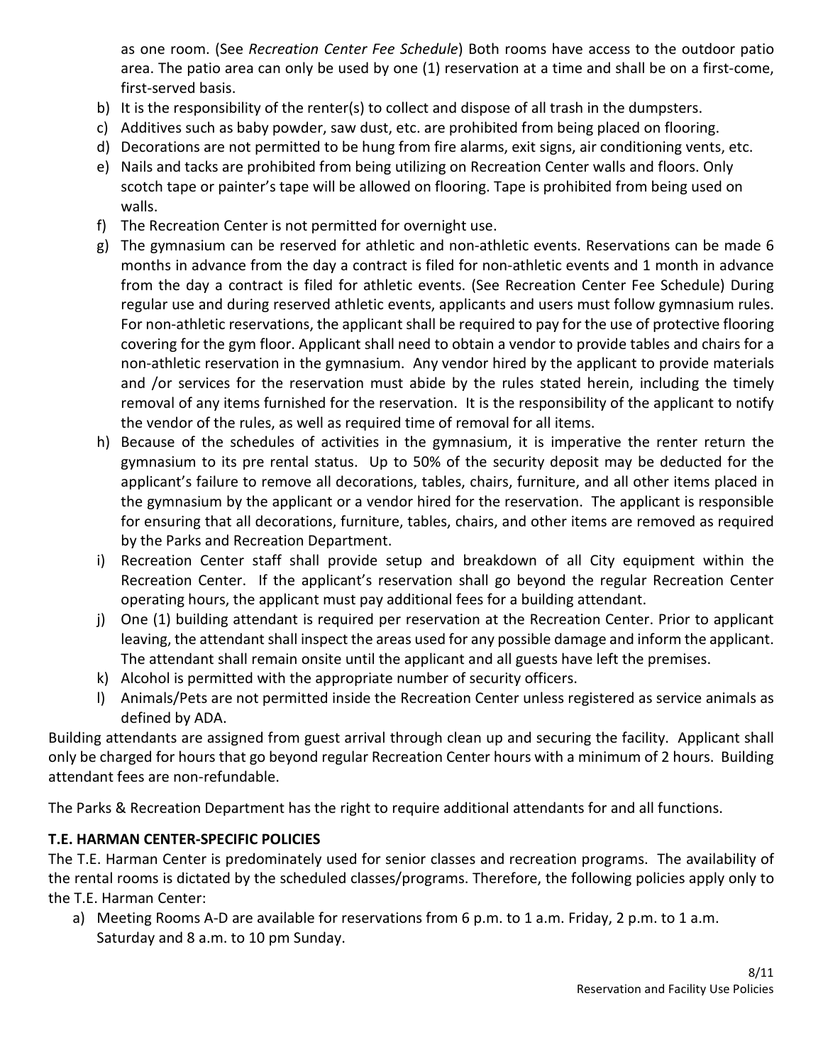as one room. (See *Recreation Center Fee Schedule*) Both rooms have access to the outdoor patio area. The patio area can only be used by one (1) reservation at a time and shall be on a first-come, first-served basis.

b) It is the responsibility of the renter(s) to collect and dispose of all trash in the dumpsters.
c) Additives such as baby powder, saw dust, etc. are prohibited from being placed on flooring.
d) Decorations are not permitted to be hung from fire alarms, exit signs, air conditioning vents, etc.
e) Nails and tacks are prohibited from being utilizing on Recreation Center walls and floors. Only scotch tape or painter's tape will be allowed on flooring. Tape is prohibited from being used on walls.
f) The Recreation Center is not permitted for overnight use.
g) The gymnasium can be reserved for athletic and non-athletic events. Reservations can be made 6 months in advance from the day a contract is filed for non-athletic events and 1 month in advance from the day a contract is filed for athletic events. (See Recreation Center Fee Schedule) During regular use and during reserved athletic events, applicants and users must follow gymnasium rules. For non-athletic reservations, the applicant shall be required to pay for the use of protective flooring covering for the gym floor. Applicant shall need to obtain a vendor to provide tables and chairs for a non-athletic reservation in the gymnasium. Any vendor hired by the applicant to provide materials and /or services for the reservation must abide by the rules stated herein, including the timely removal of any items furnished for the reservation. It is the responsibility of the applicant to notify the vendor of the rules, as well as required time of removal for all items.
h) Because of the schedules of activities in the gymnasium, it is imperative the renter return the gymnasium to its pre rental status. Up to 50% of the security deposit may be deducted for the applicant's failure to remove all decorations, tables, chairs, furniture, and all other items placed in the gymnasium by the applicant or a vendor hired for the reservation. The applicant is responsible for ensuring that all decorations, furniture, tables, chairs, and other items are removed as required by the Parks and Recreation Department.
i) Recreation Center staff shall provide setup and breakdown of all City equipment within the Recreation Center. If the applicant's reservation shall go beyond the regular Recreation Center operating hours, the applicant must pay additional fees for a building attendant.
j) One (1) building attendant is required per reservation at the Recreation Center. Prior to applicant leaving, the attendant shall inspect the areas used for any possible damage and inform the applicant. The attendant shall remain onsite until the applicant and all guests have left the premises.
k) Alcohol is permitted with the appropriate number of security officers.
l) Animals/Pets are not permitted inside the Recreation Center unless registered as service animals as defined by ADA.

Building attendants are assigned from guest arrival through clean up and securing the facility. Applicant shall only be charged for hours that go beyond regular Recreation Center hours with a minimum of 2 hours. Building attendant fees are non-refundable.

The Parks & Recreation Department has the right to require additional attendants for and all functions.

**T.E. HARMAN CENTER-SPECIFIC POLICIES**

The T.E. Harman Center is predominately used for senior classes and recreation programs. The availability of the rental rooms is dictated by the scheduled classes/programs. Therefore, the following policies apply only to the T.E. Harman Center:

a) Meeting Rooms A-D are available for reservations from 6 p.m. to 1 a.m. Friday, 2 p.m. to 1 a.m. Saturday and 8 a.m. to 10 pm Sunday.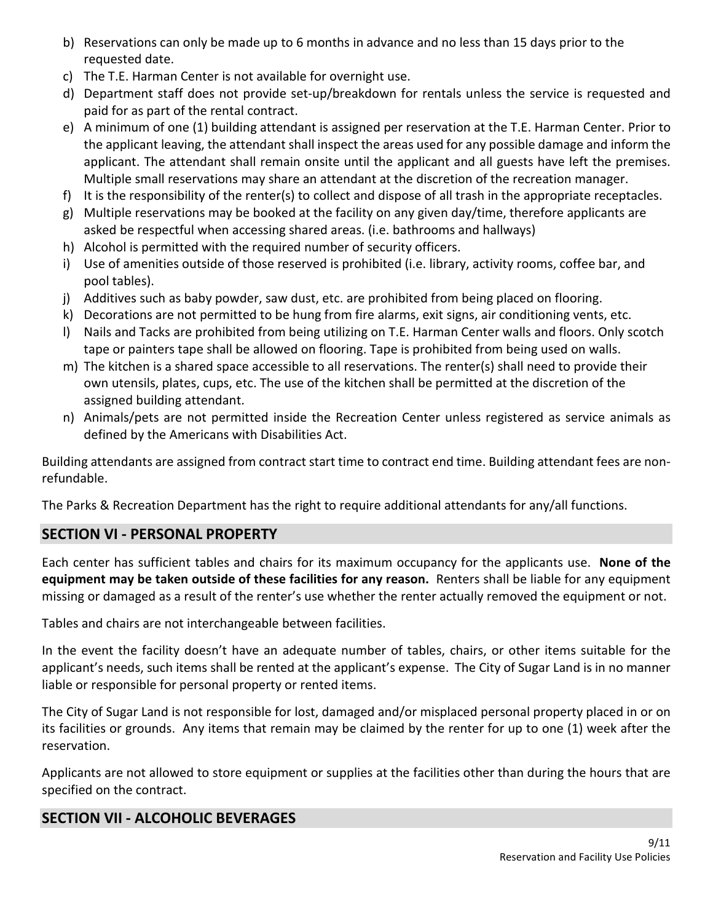b) Reservations can only be made up to 6 months in advance and no less than 15 days prior to the requested date.
c) The T.E. Harman Center is not available for overnight use.
d) Department staff does not provide set-up/breakdown for rentals unless the service is requested and paid for as part of the rental contract.
e) A minimum of one (1) building attendant is assigned per reservation at the T.E. Harman Center. Prior to the applicant leaving, the attendant shall inspect the areas used for any possible damage and inform the applicant. The attendant shall remain onsite until the applicant and all guests have left the premises. Multiple small reservations may share an attendant at the discretion of the recreation manager.
f) It is the responsibility of the renter(s) to collect and dispose of all trash in the appropriate receptacles.
g) Multiple reservations may be booked at the facility on any given day/time, therefore applicants are asked be respectful when accessing shared areas. (i.e. bathrooms and hallways)
h) Alcohol is permitted with the required number of security officers.
i) Use of amenities outside of those reserved is prohibited (i.e. library, activity rooms, coffee bar, and pool tables).
j) Additives such as baby powder, saw dust, etc. are prohibited from being placed on flooring.
k) Decorations are not permitted to be hung from fire alarms, exit signs, air conditioning vents, etc.
l) Nails and Tacks are prohibited from being utilizing on T.E. Harman Center walls and floors. Only scotch tape or painters tape shall be allowed on flooring. Tape is prohibited from being used on walls.
m) The kitchen is a shared space accessible to all reservations. The renter(s) shall need to provide their own utensils, plates, cups, etc. The use of the kitchen shall be permitted at the discretion of the assigned building attendant.
n) Animals/pets are not permitted inside the Recreation Center unless registered as service animals as defined by the Americans with Disabilities Act.

Building attendants are assigned from contract start time to contract end time. Building attendant fees are non-refundable.

The Parks & Recreation Department has the right to require additional attendants for any/all functions.

## SECTION VI - PERSONAL PROPERTY

Each center has sufficient tables and chairs for its maximum occupancy for the applicants use. **None of the equipment may be taken outside of these facilities for any reason.** Renters shall be liable for any equipment missing or damaged as a result of the renter's use whether the renter actually removed the equipment or not.

Tables and chairs are not interchangeable between facilities.

In the event the facility doesn't have an adequate number of tables, chairs, or other items suitable for the applicant's needs, such items shall be rented at the applicant's expense. The City of Sugar Land is in no manner liable or responsible for personal property or rented items.

The City of Sugar Land is not responsible for lost, damaged and/or misplaced personal property placed in or on its facilities or grounds. Any items that remain may be claimed by the renter for up to one (1) week after the reservation.

Applicants are not allowed to store equipment or supplies at the facilities other than during the hours that are specified on the contract.

## SECTION VII - ALCOHOLIC BEVERAGES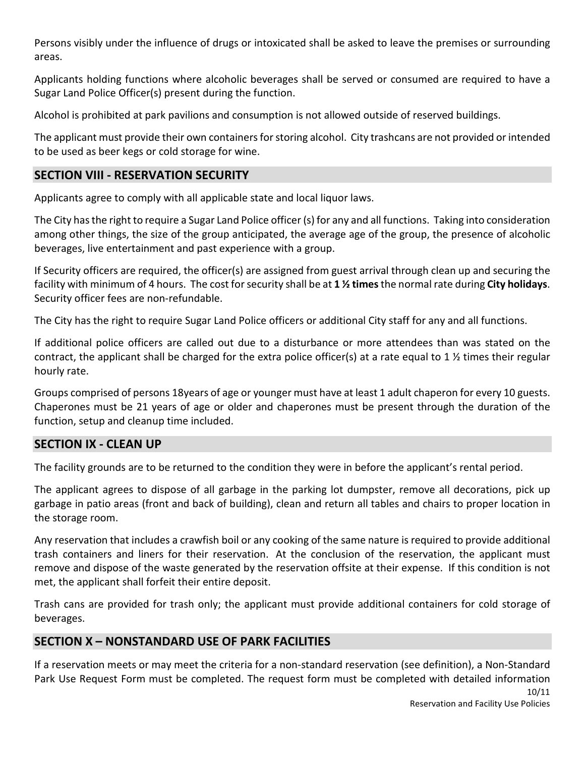Persons visibly under the influence of drugs or intoxicated shall be asked to leave the premises or surrounding areas.

Applicants holding functions where alcoholic beverages shall be served or consumed are required to have a Sugar Land Police Officer(s) present during the function.

Alcohol is prohibited at park pavilions and consumption is not allowed outside of reserved buildings.

The applicant must provide their own containers for storing alcohol. City trashcans are not provided or intended to be used as beer kegs or cold storage for wine.

## SECTION VIII - RESERVATION SECURITY

Applicants agree to comply with all applicable state and local liquor laws.

The City has the right to require a Sugar Land Police officer (s) for any and all functions. Taking into consideration among other things, the size of the group anticipated, the average age of the group, the presence of alcoholic beverages, live entertainment and past experience with a group.

If Security officers are required, the officer(s) are assigned from guest arrival through clean up and securing the facility with minimum of 4 hours. The cost for security shall be at **1 ½ times** the normal rate during **City holidays**. Security officer fees are non-refundable.

The City has the right to require Sugar Land Police officers or additional City staff for any and all functions.

If additional police officers are called out due to a disturbance or more attendees than was stated on the contract, the applicant shall be charged for the extra police officer(s) at a rate equal to 1 ½ times their regular hourly rate.

Groups comprised of persons 18years of age or younger must have at least 1 adult chaperon for every 10 guests. Chaperones must be 21 years of age or older and chaperones must be present through the duration of the function, setup and cleanup time included.

## SECTION IX - CLEAN UP

The facility grounds are to be returned to the condition they were in before the applicant's rental period.

The applicant agrees to dispose of all garbage in the parking lot dumpster, remove all decorations, pick up garbage in patio areas (front and back of building), clean and return all tables and chairs to proper location in the storage room.

Any reservation that includes a crawfish boil or any cooking of the same nature is required to provide additional trash containers and liners for their reservation. At the conclusion of the reservation, the applicant must remove and dispose of the waste generated by the reservation offsite at their expense. If this condition is not met, the applicant shall forfeit their entire deposit.

Trash cans are provided for trash only; the applicant must provide additional containers for cold storage of beverages.

## SECTION X – NONSTANDARD USE OF PARK FACILITIES

If a reservation meets or may meet the criteria for a non-standard reservation (see definition), a Non-Standard Park Use Request Form must be completed. The request form must be completed with detailed information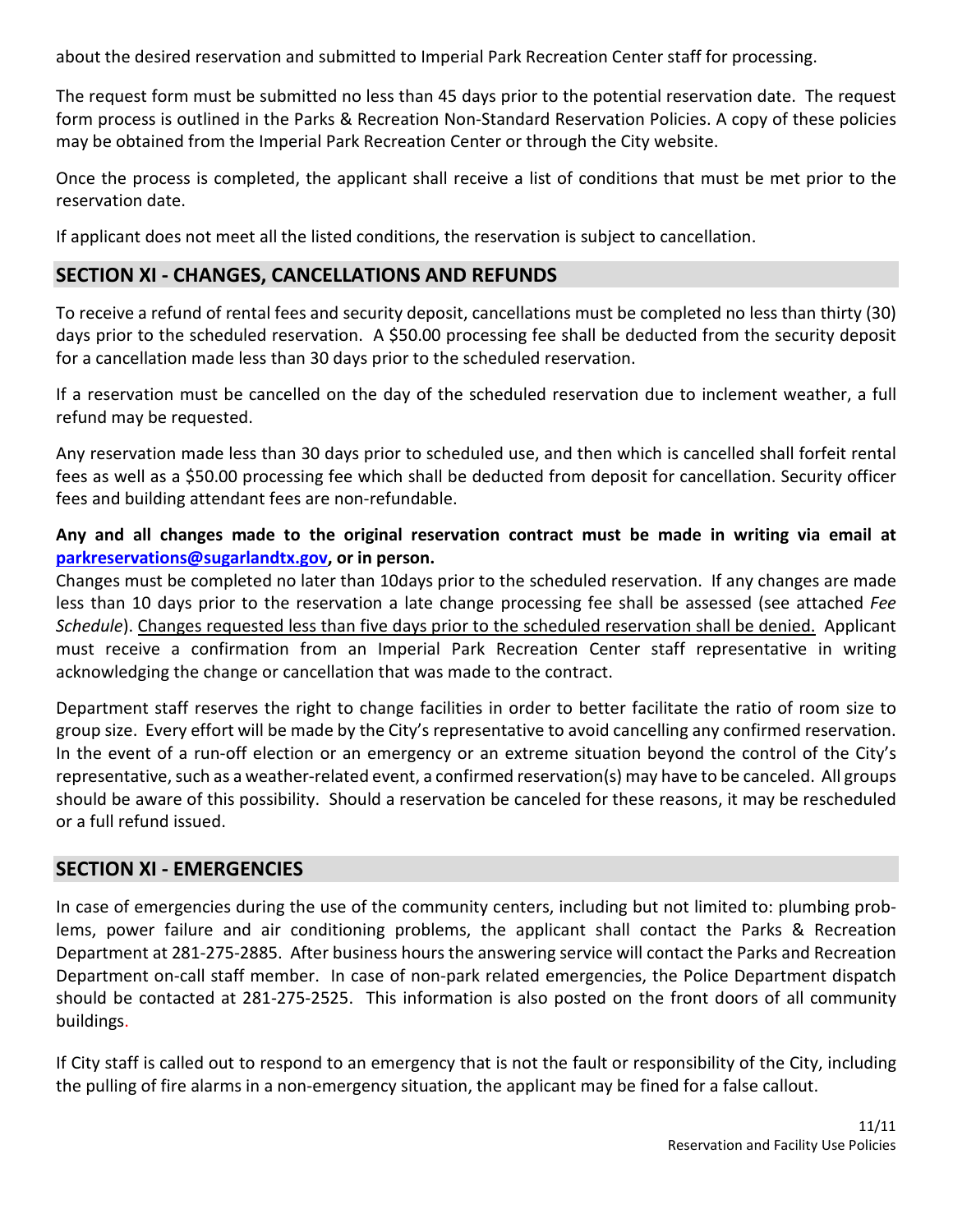about the desired reservation and submitted to Imperial Park Recreation Center staff for processing.

The request form must be submitted no less than 45 days prior to the potential reservation date. The request form process is outlined in the Parks & Recreation Non-Standard Reservation Policies. A copy of these policies may be obtained from the Imperial Park Recreation Center or through the City website.

Once the process is completed, the applicant shall receive a list of conditions that must be met prior to the reservation date.

If applicant does not meet all the listed conditions, the reservation is subject to cancellation.

## SECTION XI - CHANGES, CANCELLATIONS AND REFUNDS

To receive a refund of rental fees and security deposit, cancellations must be completed no less than thirty (30) days prior to the scheduled reservation. A $50.00 processing fee shall be deducted from the security deposit for a cancellation made less than 30 days prior to the scheduled reservation.

If a reservation must be cancelled on the day of the scheduled reservation due to inclement weather, a full refund may be requested.

Any reservation made less than 30 days prior to scheduled use, and then which is cancelled shall forfeit rental fees as well as a $50.00 processing fee which shall be deducted from deposit for cancellation. Security officer fees and building attendant fees are non-refundable.

**Any and all changes made to the original reservation contract must be made in writing via email at parkreservations@sugarlandtx.gov, or in person.**

Changes must be completed no later than 10days prior to the scheduled reservation. If any changes are made less than 10 days prior to the reservation a late change processing fee shall be assessed (see attached *Fee Schedule*). Changes requested less than five days prior to the scheduled reservation shall be denied. Applicant must receive a confirmation from an Imperial Park Recreation Center staff representative in writing acknowledging the change or cancellation that was made to the contract.

Department staff reserves the right to change facilities in order to better facilitate the ratio of room size to group size. Every effort will be made by the City's representative to avoid cancelling any confirmed reservation. In the event of a run-off election or an emergency or an extreme situation beyond the control of the City's representative, such as a weather-related event, a confirmed reservation(s) may have to be canceled. All groups should be aware of this possibility. Should a reservation be canceled for these reasons, it may be rescheduled or a full refund issued.

## SECTION XI - EMERGENCIES

In case of emergencies during the use of the community centers, including but not limited to: plumbing problems, power failure and air conditioning problems, the applicant shall contact the Parks & Recreation Department at 281-275-2885. After business hours the answering service will contact the Parks and Recreation Department on-call staff member. In case of non-park related emergencies, the Police Department dispatch should be contacted at 281-275-2525. This information is also posted on the front doors of all community buildings.

If City staff is called out to respond to an emergency that is not the fault or responsibility of the City, including the pulling of fire alarms in a non-emergency situation, the applicant may be fined for a false callout.